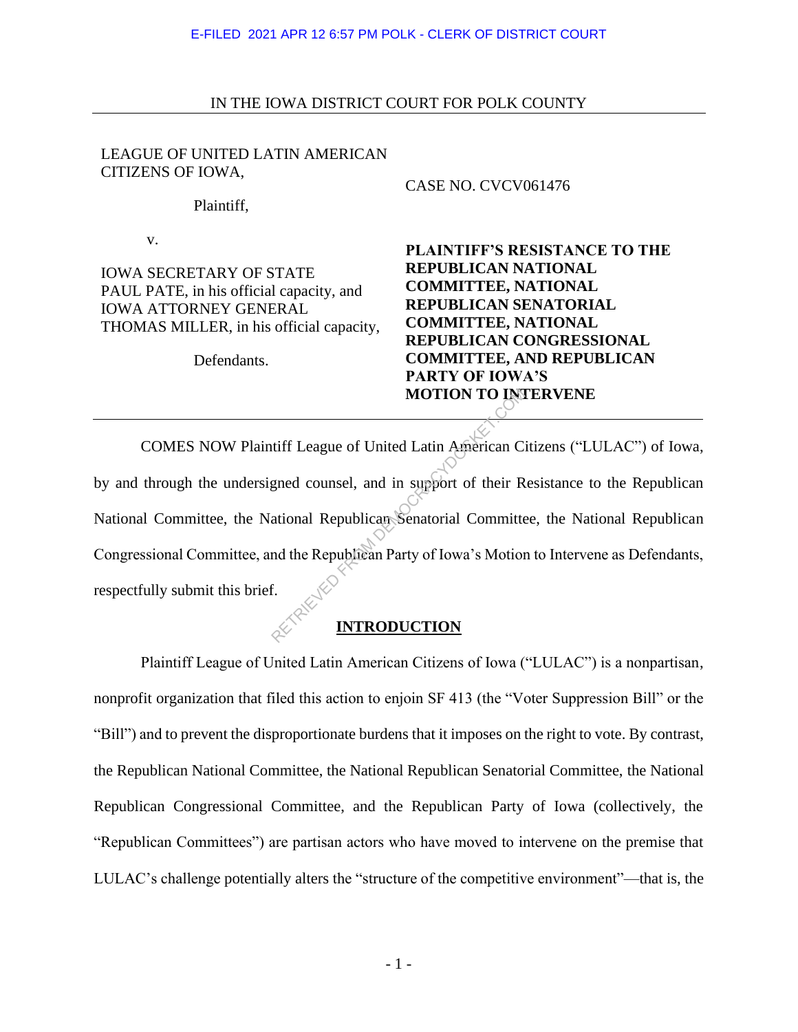E-FILED 2021 APR 12 6:57 PM POLK - CLERK OF DISTRICT COURT

IN THE IOWA DISTRICT COURT FOR POLK COUNTY

| | |
|---|---|
| LEAGUE OF UNITED LATIN AMERICAN CITIZENS OF IOWA,<br><br>Plaintiff,<br><br>v.<br><br>IOWA SECRETARY OF STATE PAUL PATE, in his official capacity, and IOWA ATTORNEY GENERAL THOMAS MILLER, in his official capacity,<br><br>Defendants. | CASE NO. CVCV061476<br><br>**PLAINTIFF'S RESISTANCE TO THE REPUBLICAN NATIONAL COMMITTEE, NATIONAL REPUBLICAN SENATORIAL COMMITTEE, NATIONAL REPUBLICAN CONGRESSIONAL COMMITTEE, AND REPUBLICAN PARTY OF IOWA'S MOTION TO INTERVENE** |

COMES NOW Plaintiff League of United Latin American Citizens ("LULAC") of Iowa, by and through the undersigned counsel, and in support of their Resistance to the Republican National Committee, the National Republican Senatorial Committee, the National Republican Congressional Committee, and the Republican Party of Iowa's Motion to Intervene as Defendants, respectfully submit this brief.

## INTRODUCTION

Plaintiff League of United Latin American Citizens of Iowa ("LULAC") is a nonpartisan, nonprofit organization that filed this action to enjoin SF 413 (the "Voter Suppression Bill" or the "Bill") and to prevent the disproportionate burdens that it imposes on the right to vote. By contrast, the Republican National Committee, the National Republican Senatorial Committee, the National Republican Congressional Committee, and the Republican Party of Iowa (collectively, the "Republican Committees") are partisan actors who have moved to intervene on the premise that LULAC's challenge potentially alters the "structure of the competitive environment"—that is, the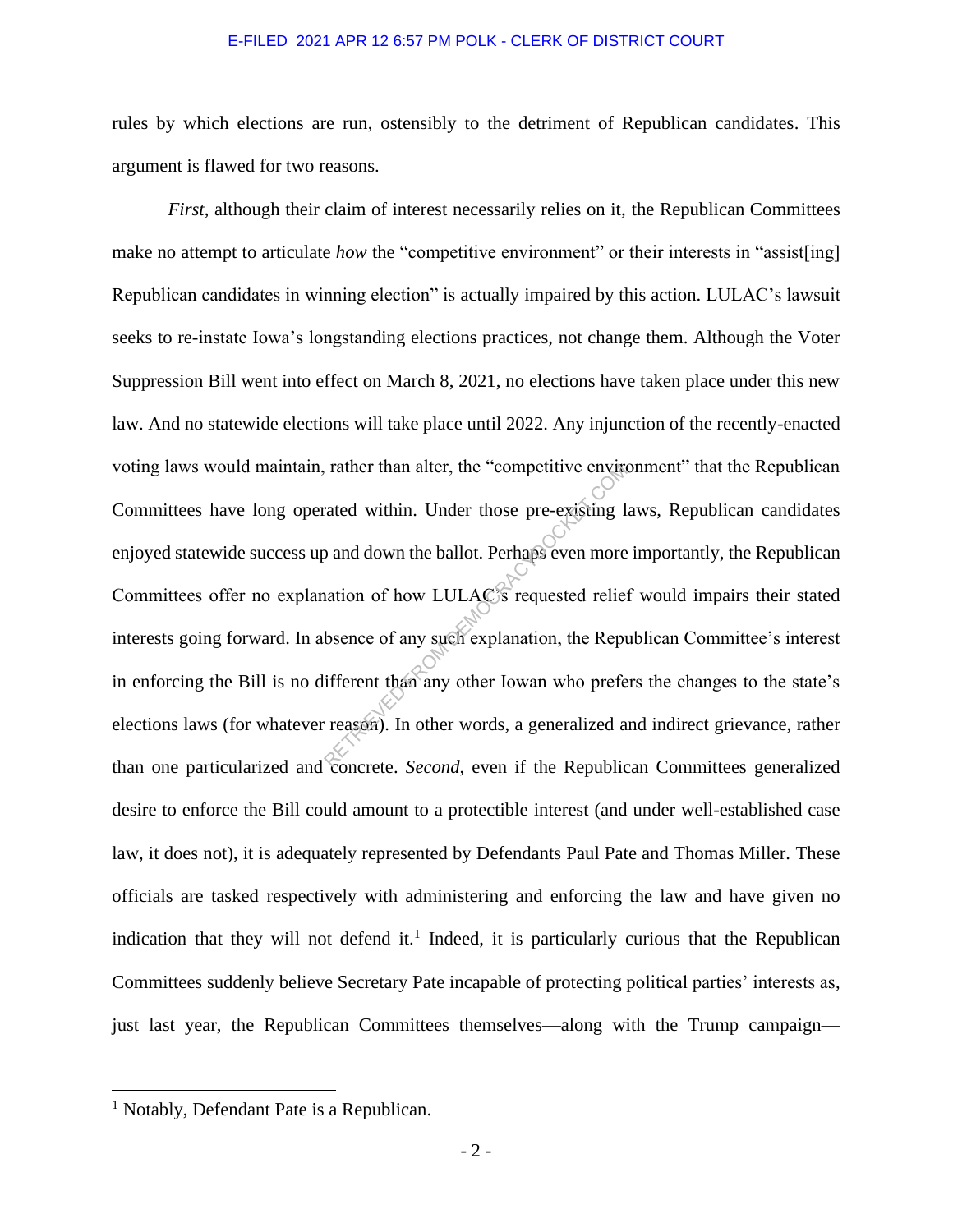rules by which elections are run, ostensibly to the detriment of Republican candidates. This argument is flawed for two reasons.

*First*, although their claim of interest necessarily relies on it, the Republican Committees make no attempt to articulate *how* the "competitive environment" or their interests in "assist[ing] Republican candidates in winning election" is actually impaired by this action. LULAC's lawsuit seeks to re-instate Iowa's longstanding elections practices, not change them. Although the Voter Suppression Bill went into effect on March 8, 2021, no elections have taken place under this new law. And no statewide elections will take place until 2022. Any injunction of the recently-enacted voting laws would maintain, rather than alter, the "competitive environment" that the Republican Committees have long operated within. Under those pre-existing laws, Republican candidates enjoyed statewide success up and down the ballot. Perhaps even more importantly, the Republican Committees offer no explanation of how LULAC's requested relief would impairs their stated interests going forward. In absence of any such explanation, the Republican Committee's interest in enforcing the Bill is no different than any other Iowan who prefers the changes to the state's elections laws (for whatever reason). In other words, a generalized and indirect grievance, rather than one particularized and concrete. *Second*, even if the Republican Committees generalized desire to enforce the Bill could amount to a protectible interest (and under well-established case law, it does not), it is adequately represented by Defendants Paul Pate and Thomas Miller. These officials are tasked respectively with administering and enforcing the law and have given no indication that they will not defend it.[1] Indeed, it is particularly curious that the Republican Committees suddenly believe Secretary Pate incapable of protecting political parties' interests as, just last year, the Republican Committees themselves—along with the Trump campaign—

[1] Notably, Defendant Pate is a Republican.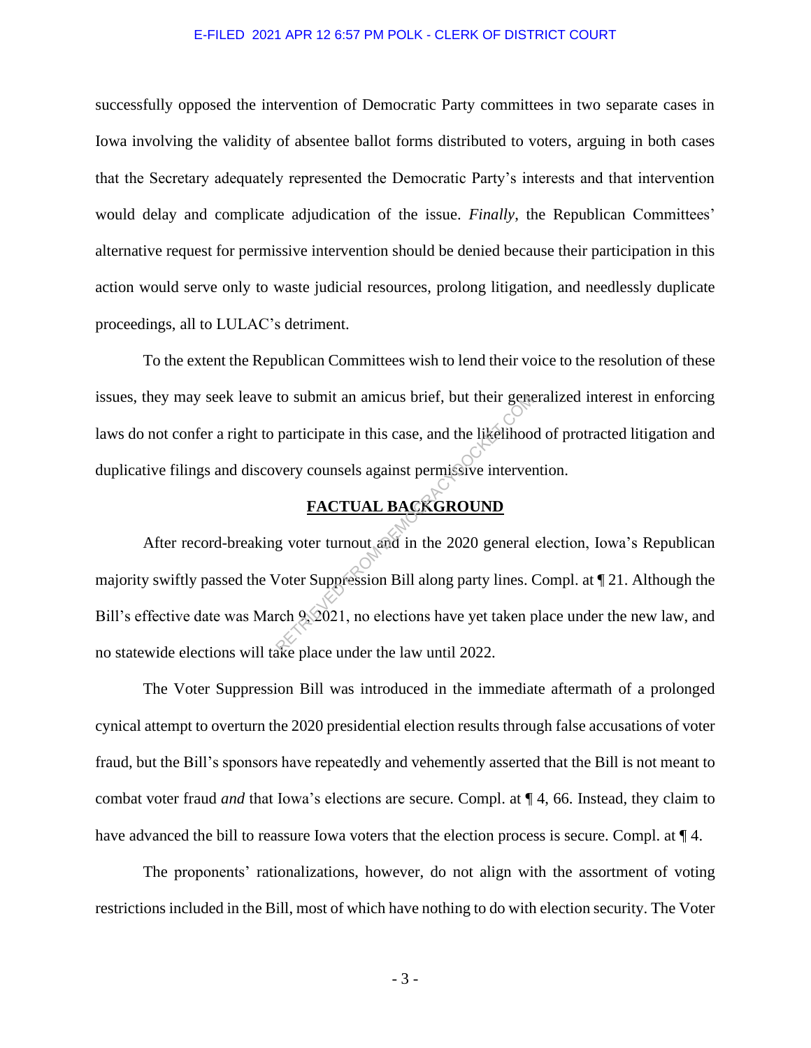successfully opposed the intervention of Democratic Party committees in two separate cases in Iowa involving the validity of absentee ballot forms distributed to voters, arguing in both cases that the Secretary adequately represented the Democratic Party's interests and that intervention would delay and complicate adjudication of the issue. *Finally*, the Republican Committees' alternative request for permissive intervention should be denied because their participation in this action would serve only to waste judicial resources, prolong litigation, and needlessly duplicate proceedings, all to LULAC's detriment.

To the extent the Republican Committees wish to lend their voice to the resolution of these issues, they may seek leave to submit an amicus brief, but their generalized interest in enforcing laws do not confer a right to participate in this case, and the likelihood of protracted litigation and duplicative filings and discovery counsels against permissive intervention.

## FACTUAL BACKGROUND

After record-breaking voter turnout and in the 2020 general election, Iowa's Republican majority swiftly passed the Voter Suppression Bill along party lines. Compl. at ¶ 21. Although the Bill's effective date was March 9, 2021, no elections have yet taken place under the new law, and no statewide elections will take place under the law until 2022.

The Voter Suppression Bill was introduced in the immediate aftermath of a prolonged cynical attempt to overturn the 2020 presidential election results through false accusations of voter fraud, but the Bill's sponsors have repeatedly and vehemently asserted that the Bill is not meant to combat voter fraud *and* that Iowa's elections are secure. Compl. at ¶ 4, 66. Instead, they claim to have advanced the bill to reassure Iowa voters that the election process is secure. Compl. at ¶ 4.

The proponents' rationalizations, however, do not align with the assortment of voting restrictions included in the Bill, most of which have nothing to do with election security. The Voter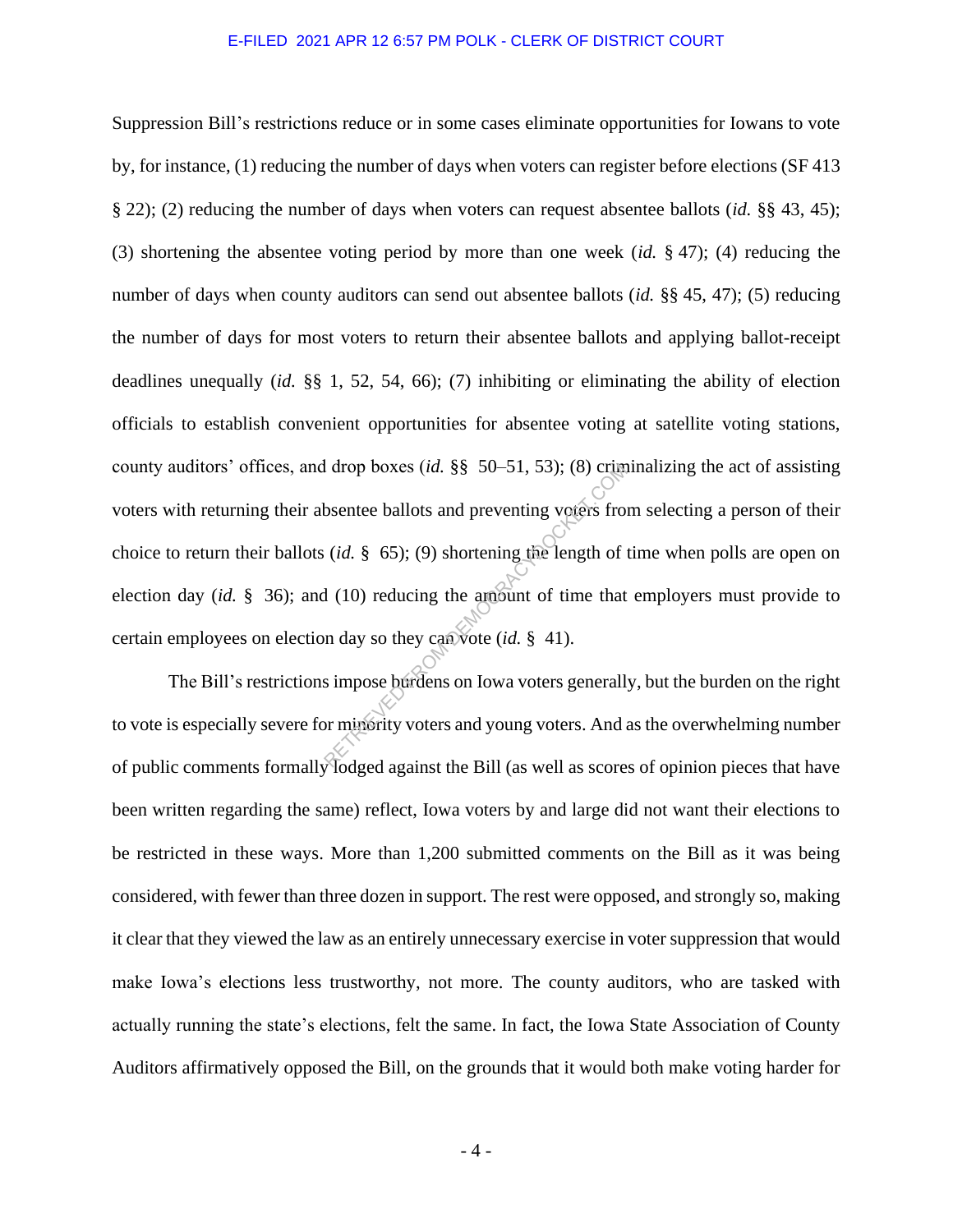Suppression Bill's restrictions reduce or in some cases eliminate opportunities for Iowans to vote by, for instance, (1) reducing the number of days when voters can register before elections (SF 413 § 22); (2) reducing the number of days when voters can request absentee ballots (*id.* §§ 43, 45); (3) shortening the absentee voting period by more than one week (*id.* § 47); (4) reducing the number of days when county auditors can send out absentee ballots (*id.* §§ 45, 47); (5) reducing the number of days for most voters to return their absentee ballots and applying ballot-receipt deadlines unequally (*id.* §§ 1, 52, 54, 66); (7) inhibiting or eliminating the ability of election officials to establish convenient opportunities for absentee voting at satellite voting stations, county auditors' offices, and drop boxes (*id.* §§ 50–51, 53); (8) criminalizing the act of assisting voters with returning their absentee ballots and preventing voters from selecting a person of their choice to return their ballots (*id.* § 65); (9) shortening the length of time when polls are open on election day (*id.* § 36); and (10) reducing the amount of time that employers must provide to certain employees on election day so they can vote (*id.* § 41).

The Bill's restrictions impose burdens on Iowa voters generally, but the burden on the right to vote is especially severe for minority voters and young voters. And as the overwhelming number of public comments formally lodged against the Bill (as well as scores of opinion pieces that have been written regarding the same) reflect, Iowa voters by and large did not want their elections to be restricted in these ways. More than 1,200 submitted comments on the Bill as it was being considered, with fewer than three dozen in support. The rest were opposed, and strongly so, making it clear that they viewed the law as an entirely unnecessary exercise in voter suppression that would make Iowa's elections less trustworthy, not more. The county auditors, who are tasked with actually running the state's elections, felt the same. In fact, the Iowa State Association of County Auditors affirmatively opposed the Bill, on the grounds that it would both make voting harder for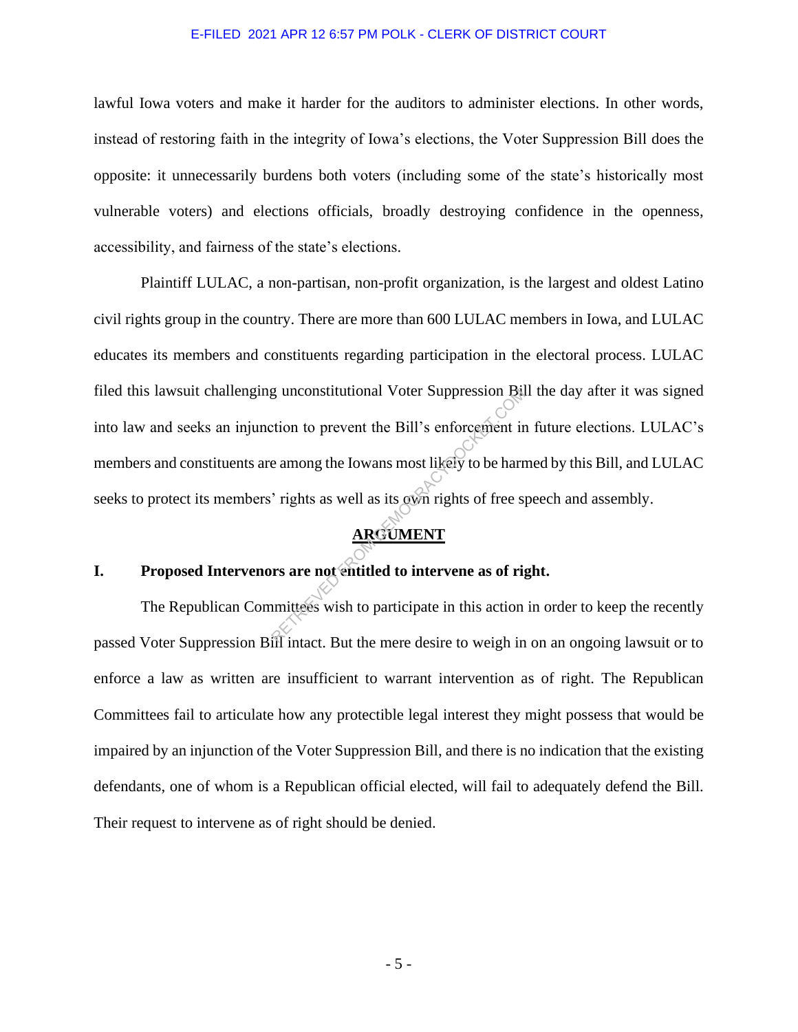lawful Iowa voters and make it harder for the auditors to administer elections. In other words, instead of restoring faith in the integrity of Iowa's elections, the Voter Suppression Bill does the opposite: it unnecessarily burdens both voters (including some of the state's historically most vulnerable voters) and elections officials, broadly destroying confidence in the openness, accessibility, and fairness of the state's elections.

Plaintiff LULAC, a non-partisan, non-profit organization, is the largest and oldest Latino civil rights group in the country. There are more than 600 LULAC members in Iowa, and LULAC educates its members and constituents regarding participation in the electoral process. LULAC filed this lawsuit challenging unconstitutional Voter Suppression Bill the day after it was signed into law and seeks an injunction to prevent the Bill's enforcement in future elections. LULAC's members and constituents are among the Iowans most likely to be harmed by this Bill, and LULAC seeks to protect its members' rights as well as its own rights of free speech and assembly.

## ARGUMENT

### I. Proposed Intervenors are not entitled to intervene as of right.

The Republican Committees wish to participate in this action in order to keep the recently passed Voter Suppression Bill intact. But the mere desire to weigh in on an ongoing lawsuit or to enforce a law as written are insufficient to warrant intervention as of right. The Republican Committees fail to articulate how any protectible legal interest they might possess that would be impaired by an injunction of the Voter Suppression Bill, and there is no indication that the existing defendants, one of whom is a Republican official elected, will fail to adequately defend the Bill. Their request to intervene as of right should be denied.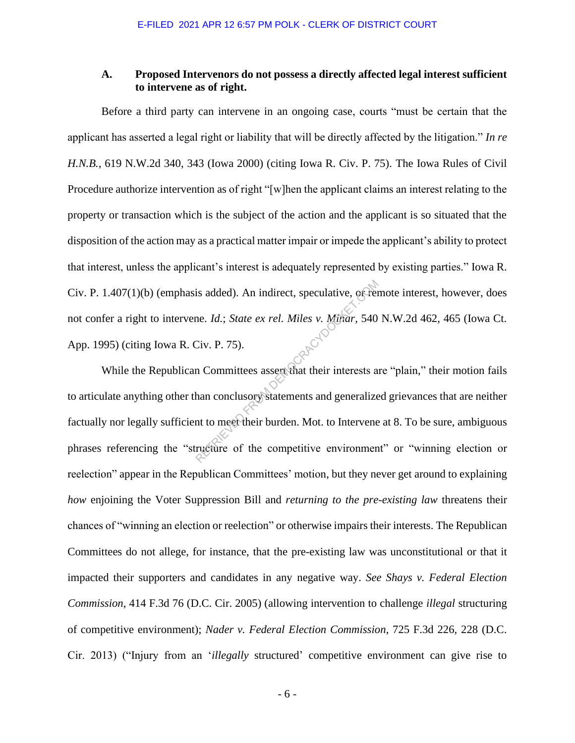### A. Proposed Intervenors do not possess a directly affected legal interest sufficient to intervene as of right.

Before a third party can intervene in an ongoing case, courts "must be certain that the applicant has asserted a legal right or liability that will be directly affected by the litigation." *In re H.N.B.*, 619 N.W.2d 340, 343 (Iowa 2000) (citing Iowa R. Civ. P. 75). The Iowa Rules of Civil Procedure authorize intervention as of right "[w]hen the applicant claims an interest relating to the property or transaction which is the subject of the action and the applicant is so situated that the disposition of the action may as a practical matter impair or impede the applicant's ability to protect that interest, unless the applicant's interest is adequately represented by existing parties." Iowa R. Civ. P. 1.407(1)(b) (emphasis added). An indirect, speculative, or remote interest, however, does not confer a right to intervene. *Id.*; *State ex rel. Miles v. Minar*, 540 N.W.2d 462, 465 (Iowa Ct. App. 1995) (citing Iowa R. Civ. P. 75).

While the Republican Committees assert that their interests are "plain," their motion fails to articulate anything other than conclusory statements and generalized grievances that are neither factually nor legally sufficient to meet their burden. Mot. to Intervene at 8. To be sure, ambiguous phrases referencing the "structure of the competitive environment" or "winning election or reelection" appear in the Republican Committees' motion, but they never get around to explaining *how* enjoining the Voter Suppression Bill and *returning to the pre-existing law* threatens their chances of "winning an election or reelection" or otherwise impairs their interests. The Republican Committees do not allege, for instance, that the pre-existing law was unconstitutional or that it impacted their supporters and candidates in any negative way. *See Shays v. Federal Election Commission*, 414 F.3d 76 (D.C. Cir. 2005) (allowing intervention to challenge *illegal* structuring of competitive environment); *Nader v. Federal Election Commission*, 725 F.3d 226, 228 (D.C. Cir. 2013) ("Injury from an '*illegally* structured' competitive environment can give rise to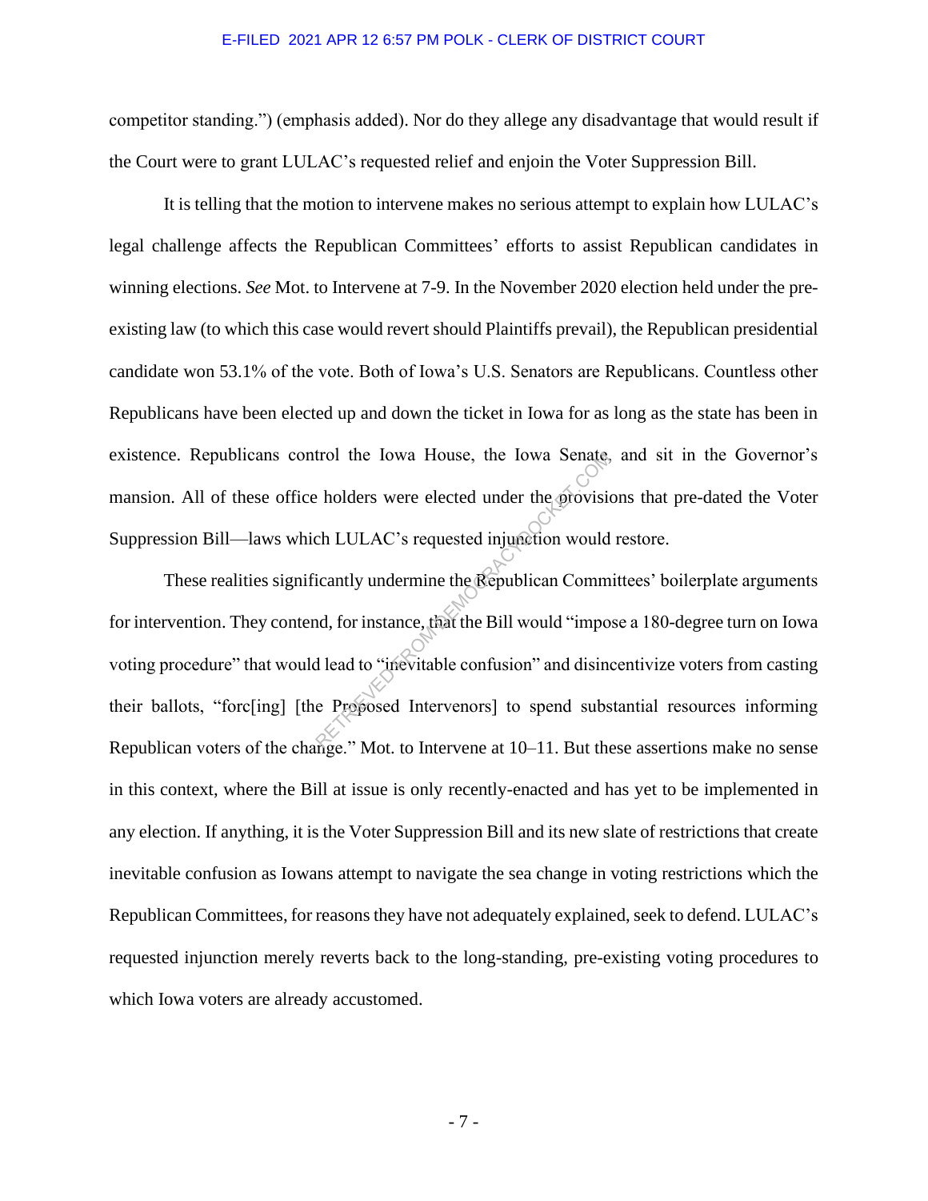competitor standing.") (emphasis added). Nor do they allege any disadvantage that would result if the Court were to grant LULAC's requested relief and enjoin the Voter Suppression Bill.

It is telling that the motion to intervene makes no serious attempt to explain how LULAC's legal challenge affects the Republican Committees' efforts to assist Republican candidates in winning elections. *See* Mot. to Intervene at 7-9. In the November 2020 election held under the pre-existing law (to which this case would revert should Plaintiffs prevail), the Republican presidential candidate won 53.1% of the vote. Both of Iowa's U.S. Senators are Republicans. Countless other Republicans have been elected up and down the ticket in Iowa for as long as the state has been in existence. Republicans control the Iowa House, the Iowa Senate, and sit in the Governor's mansion. All of these office holders were elected under the provisions that pre-dated the Voter Suppression Bill—laws which LULAC's requested injunction would restore.

These realities significantly undermine the Republican Committees' boilerplate arguments for intervention. They contend, for instance, that the Bill would "impose a 180-degree turn on Iowa voting procedure" that would lead to "inevitable confusion" and disincentivize voters from casting their ballots, "forc[ing] [the Proposed Intervenors] to spend substantial resources informing Republican voters of the change." Mot. to Intervene at 10–11. But these assertions make no sense in this context, where the Bill at issue is only recently-enacted and has yet to be implemented in any election. If anything, it is the Voter Suppression Bill and its new slate of restrictions that create inevitable confusion as Iowans attempt to navigate the sea change in voting restrictions which the Republican Committees, for reasons they have not adequately explained, seek to defend. LULAC's requested injunction merely reverts back to the long-standing, pre-existing voting procedures to which Iowa voters are already accustomed.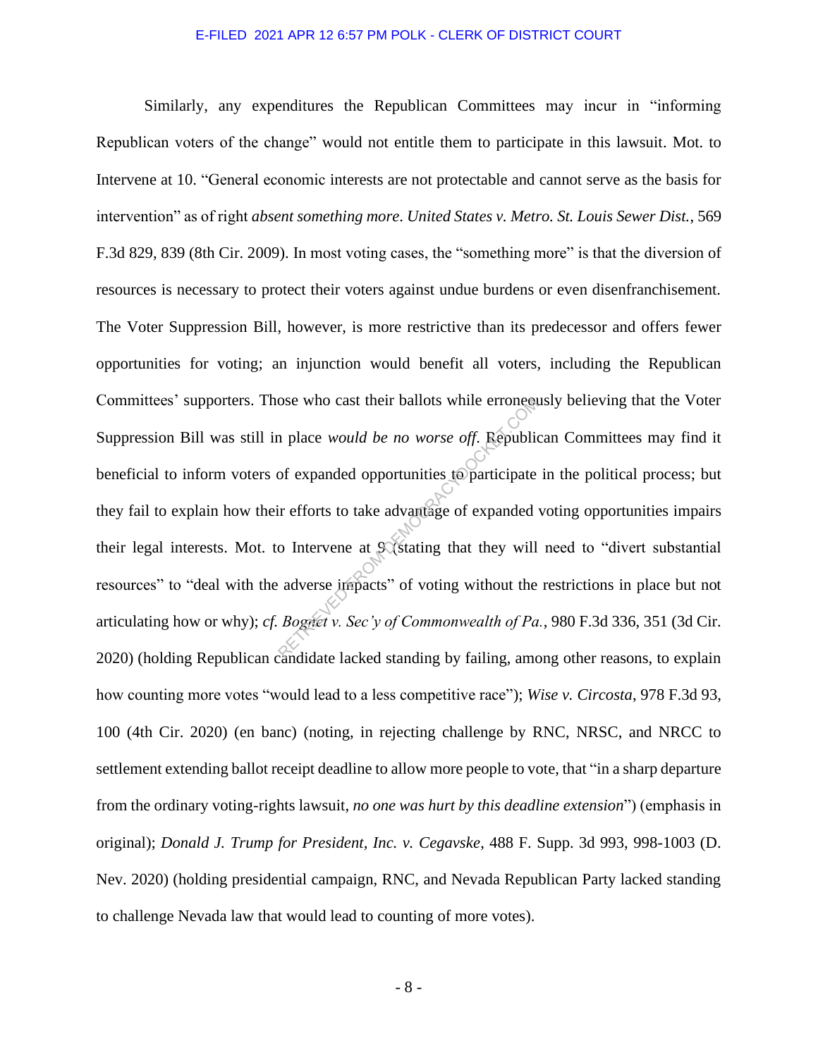Similarly, any expenditures the Republican Committees may incur in "informing Republican voters of the change" would not entitle them to participate in this lawsuit. Mot. to Intervene at 10. "General economic interests are not protectable and cannot serve as the basis for intervention" as of right *absent something more*. *United States v. Metro. St. Louis Sewer Dist.*, 569 F.3d 829, 839 (8th Cir. 2009). In most voting cases, the "something more" is that the diversion of resources is necessary to protect their voters against undue burdens or even disenfranchisement. The Voter Suppression Bill, however, is more restrictive than its predecessor and offers fewer opportunities for voting; an injunction would benefit all voters, including the Republican Committees' supporters. Those who cast their ballots while erroneously believing that the Voter Suppression Bill was still in place *would be no worse off*. Republican Committees may find it beneficial to inform voters of expanded opportunities to participate in the political process; but they fail to explain how their efforts to take advantage of expanded voting opportunities impairs their legal interests. Mot. to Intervene at 9 (stating that they will need to "divert substantial resources" to "deal with the adverse impacts" of voting without the restrictions in place but not articulating how or why); *cf. Bognet v. Sec'y of Commonwealth of Pa.*, 980 F.3d 336, 351 (3d Cir. 2020) (holding Republican candidate lacked standing by failing, among other reasons, to explain how counting more votes "would lead to a less competitive race"); *Wise v. Circosta*, 978 F.3d 93, 100 (4th Cir. 2020) (en banc) (noting, in rejecting challenge by RNC, NRSC, and NRCC to settlement extending ballot receipt deadline to allow more people to vote, that "in a sharp departure from the ordinary voting-rights lawsuit, *no one was hurt by this deadline extension*") (emphasis in original); *Donald J. Trump for President, Inc. v. Cegavske*, 488 F. Supp. 3d 993, 998-1003 (D. Nev. 2020) (holding presidential campaign, RNC, and Nevada Republican Party lacked standing to challenge Nevada law that would lead to counting of more votes).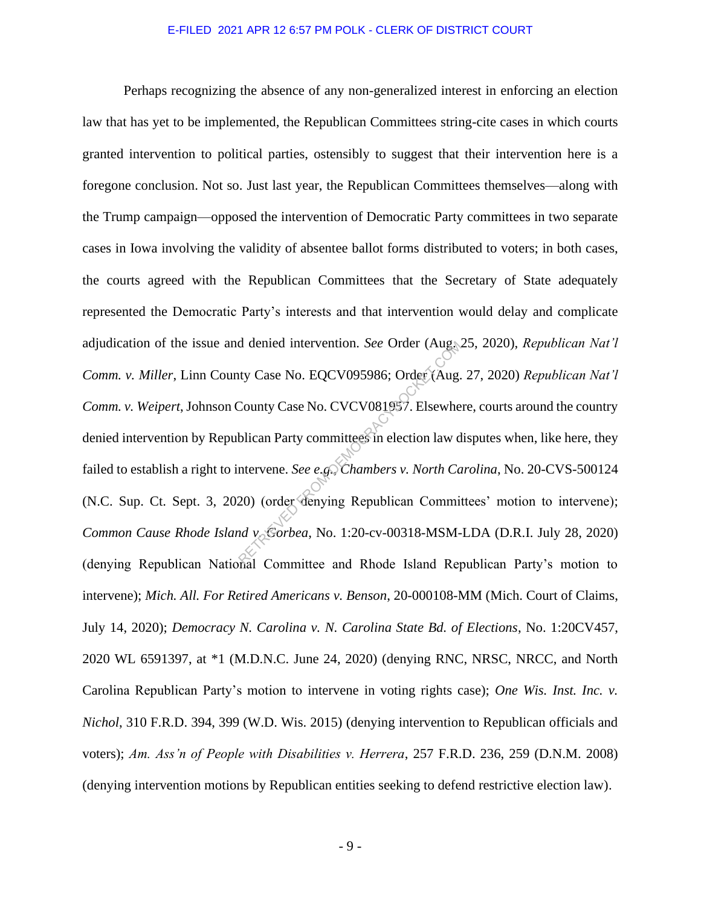Perhaps recognizing the absence of any non-generalized interest in enforcing an election law that has yet to be implemented, the Republican Committees string-cite cases in which courts granted intervention to political parties, ostensibly to suggest that their intervention here is a foregone conclusion. Not so. Just last year, the Republican Committees themselves—along with the Trump campaign—opposed the intervention of Democratic Party committees in two separate cases in Iowa involving the validity of absentee ballot forms distributed to voters; in both cases, the courts agreed with the Republican Committees that the Secretary of State adequately represented the Democratic Party's interests and that intervention would delay and complicate adjudication of the issue and denied intervention. *See* Order (Aug. 25, 2020), *Republican Nat'l Comm. v. Miller*, Linn County Case No. EQCV095986; Order (Aug. 27, 2020) *Republican Nat'l Comm. v. Weipert*, Johnson County Case No. CVCV081957. Elsewhere, courts around the country denied intervention by Republican Party committees in election law disputes when, like here, they failed to establish a right to intervene. *See e.g.*, *Chambers v. North Carolina*, No. 20-CVS-500124 (N.C. Sup. Ct. Sept. 3, 2020) (order denying Republican Committees' motion to intervene); *Common Cause Rhode Island v. Gorbea*, No. 1:20-cv-00318-MSM-LDA (D.R.I. July 28, 2020) (denying Republican National Committee and Rhode Island Republican Party's motion to intervene); *Mich. All. For Retired Americans v. Benson*, 20-000108-MM (Mich. Court of Claims, July 14, 2020); *Democracy N. Carolina v. N. Carolina State Bd. of Elections*, No. 1:20CV457, 2020 WL 6591397, at *1 (M.D.N.C. June 24, 2020) (denying RNC, NRSC, NRCC, and North Carolina Republican Party's motion to intervene in voting rights case); *One Wis. Inst. Inc. v. Nichol*, 310 F.R.D. 394, 399 (W.D. Wis. 2015) (denying intervention to Republican officials and voters); *Am. Ass'n of People with Disabilities v. Herrera*, 257 F.R.D. 236, 259 (D.N.M. 2008) (denying intervention motions by Republican entities seeking to defend restrictive election law).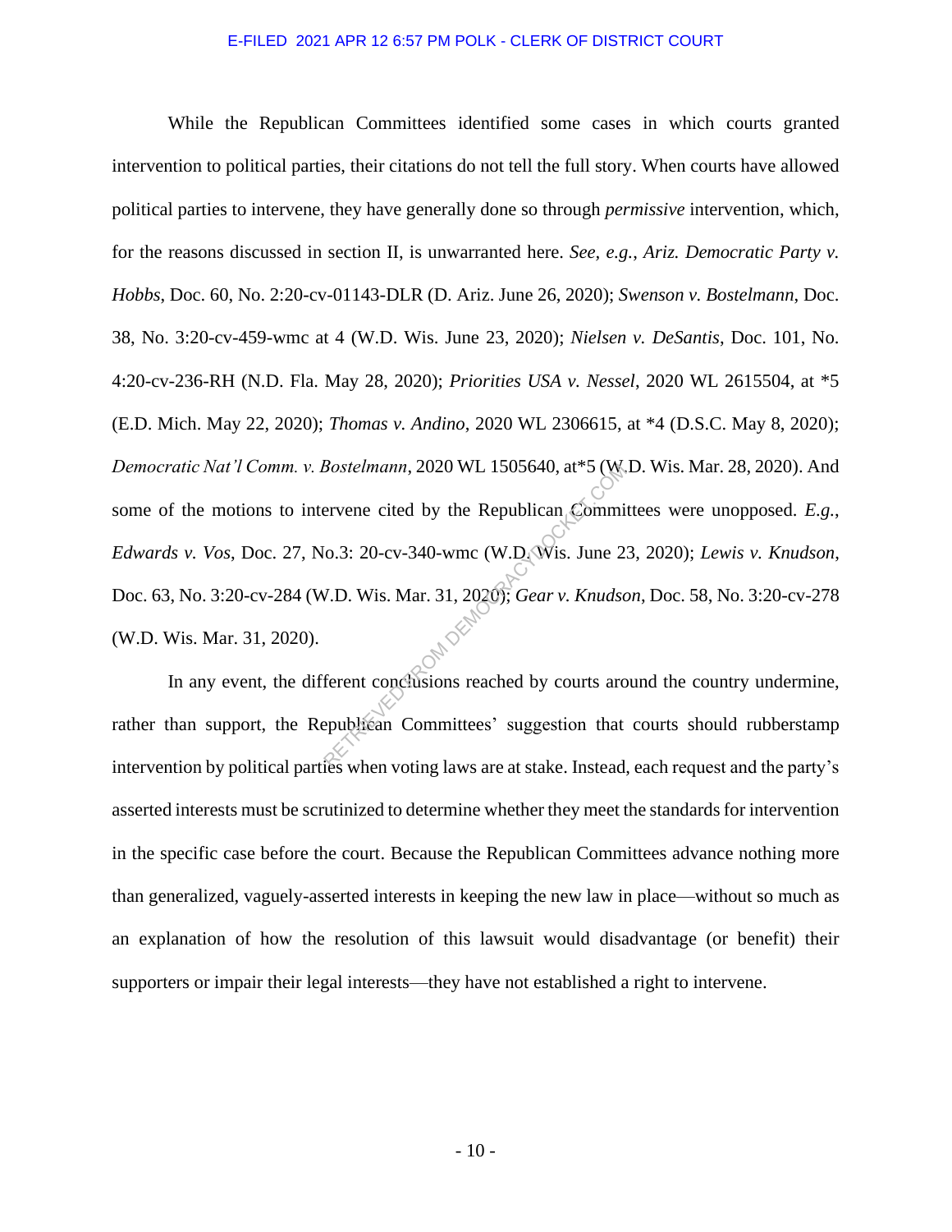While the Republican Committees identified some cases in which courts granted intervention to political parties, their citations do not tell the full story. When courts have allowed political parties to intervene, they have generally done so through *permissive* intervention, which, for the reasons discussed in section II, is unwarranted here. *See, e.g.*, *Ariz. Democratic Party v. Hobbs*, Doc. 60, No. 2:20-cv-01143-DLR (D. Ariz. June 26, 2020); *Swenson v. Bostelmann*, Doc. 38, No. 3:20-cv-459-wmc at 4 (W.D. Wis. June 23, 2020); *Nielsen v. DeSantis*, Doc. 101, No. 4:20-cv-236-RH (N.D. Fla. May 28, 2020); *Priorities USA v. Nessel*, 2020 WL 2615504, at *5 (E.D. Mich. May 22, 2020); *Thomas v. Andino*, 2020 WL 2306615, at *4 (D.S.C. May 8, 2020); *Democratic Nat'l Comm. v. Bostelmann*, 2020 WL 1505640, at*5 (W.D. Wis. Mar. 28, 2020). And some of the motions to intervene cited by the Republican Committees were unopposed. *E.g.*, *Edwards v. Vos*, Doc. 27, No.3: 20-cv-340-wmc (W.D. Wis. June 23, 2020); *Lewis v. Knudson*, Doc. 63, No. 3:20-cv-284 (W.D. Wis. Mar. 31, 2020); *Gear v. Knudson*, Doc. 58, No. 3:20-cv-278 (W.D. Wis. Mar. 31, 2020).

In any event, the different conclusions reached by courts around the country undermine, rather than support, the Republican Committees' suggestion that courts should rubberstamp intervention by political parties when voting laws are at stake. Instead, each request and the party's asserted interests must be scrutinized to determine whether they meet the standards for intervention in the specific case before the court. Because the Republican Committees advance nothing more than generalized, vaguely-asserted interests in keeping the new law in place—without so much as an explanation of how the resolution of this lawsuit would disadvantage (or benefit) their supporters or impair their legal interests—they have not established a right to intervene.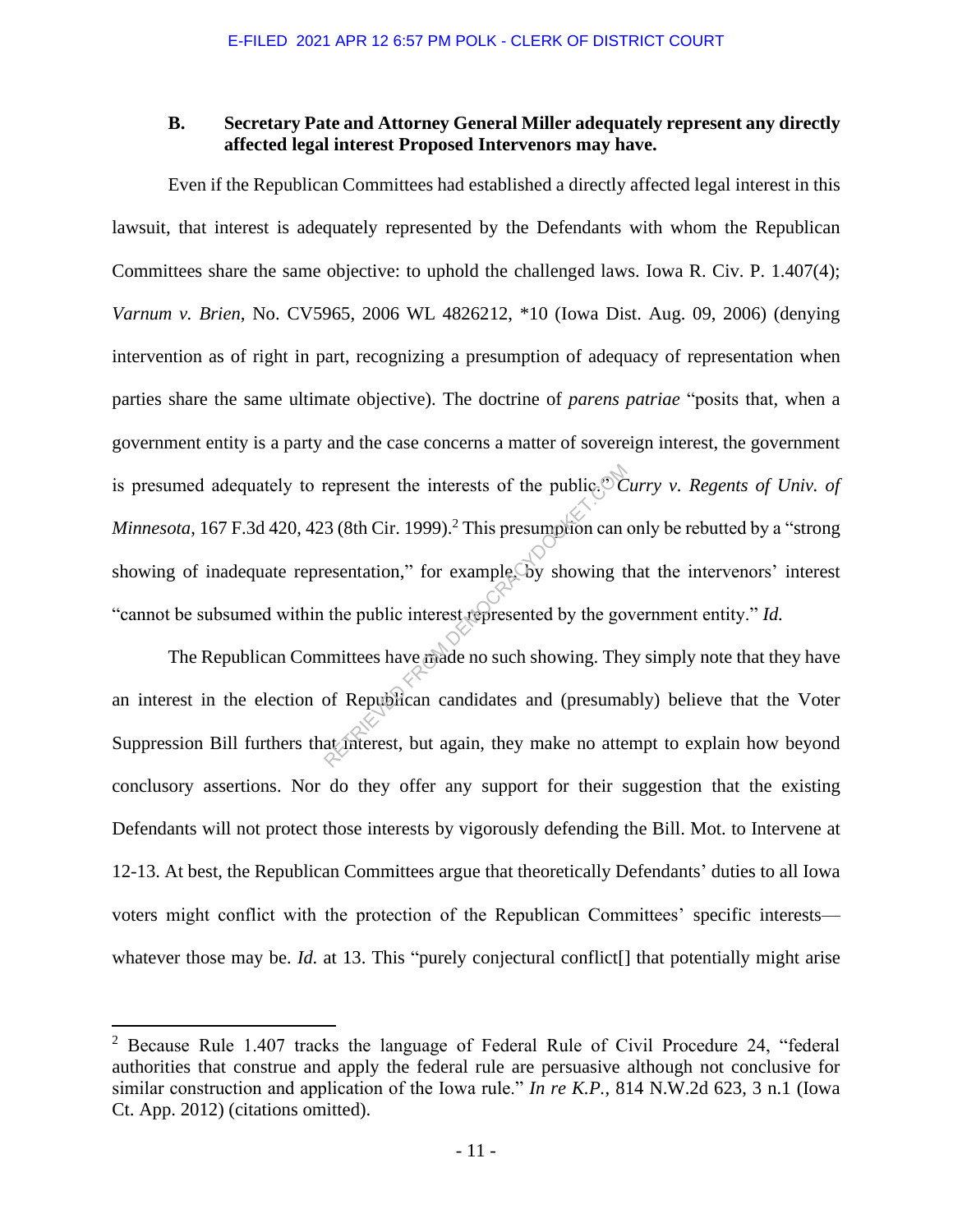### B. Secretary Pate and Attorney General Miller adequately represent any directly affected legal interest Proposed Intervenors may have.

Even if the Republican Committees had established a directly affected legal interest in this lawsuit, that interest is adequately represented by the Defendants with whom the Republican Committees share the same objective: to uphold the challenged laws. Iowa R. Civ. P. 1.407(4); *Varnum v. Brien*, No. CV5965, 2006 WL 4826212, *10 (Iowa Dist. Aug. 09, 2006) (denying intervention as of right in part, recognizing a presumption of adequacy of representation when parties share the same ultimate objective). The doctrine of *parens patriae* "posits that, when a government entity is a party and the case concerns a matter of sovereign interest, the government is presumed adequately to represent the interests of the public." *Curry v. Regents of Univ. of Minnesota*, 167 F.3d 420, 423 (8th Cir. 1999).[2] This presumption can only be rebutted by a "strong showing of inadequate representation," for example, by showing that the intervenors' interest "cannot be subsumed within the public interest represented by the government entity." *Id.*

The Republican Committees have made no such showing. They simply note that they have an interest in the election of Republican candidates and (presumably) believe that the Voter Suppression Bill furthers that interest, but again, they make no attempt to explain how beyond conclusory assertions. Nor do they offer any support for their suggestion that the existing Defendants will not protect those interests by vigorously defending the Bill. Mot. to Intervene at 12-13. At best, the Republican Committees argue that theoretically Defendants' duties to all Iowa voters might conflict with the protection of the Republican Committees' specific interests—whatever those may be. *Id.* at 13. This "purely conjectural conflict[] that potentially might arise

---

[2] Because Rule 1.407 tracks the language of Federal Rule of Civil Procedure 24, "federal authorities that construe and apply the federal rule are persuasive although not conclusive for similar construction and application of the Iowa rule." *In re K.P.*, 814 N.W.2d 623, 3 n.1 (Iowa Ct. App. 2012) (citations omitted).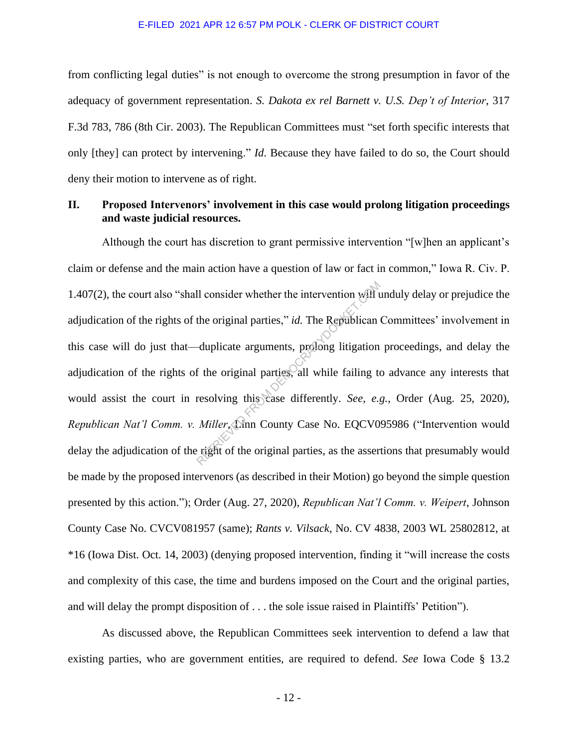from conflicting legal duties" is not enough to overcome the strong presumption in favor of the adequacy of government representation. *S. Dakota ex rel Barnett v. U.S. Dep't of Interior*, 317 F.3d 783, 786 (8th Cir. 2003). The Republican Committees must "set forth specific interests that only [they] can protect by intervening." *Id.* Because they have failed to do so, the Court should deny their motion to intervene as of right.

## II. Proposed Intervenors' involvement in this case would prolong litigation proceedings and waste judicial resources.

Although the court has discretion to grant permissive intervention "[w]hen an applicant's claim or defense and the main action have a question of law or fact in common," Iowa R. Civ. P. 1.407(2), the court also "shall consider whether the intervention will unduly delay or prejudice the adjudication of the rights of the original parties," *id.* The Republican Committees' involvement in this case will do just that—duplicate arguments, prolong litigation proceedings, and delay the adjudication of the rights of the original parties, all while failing to advance any interests that would assist the court in resolving this case differently. *See, e.g.*, Order (Aug. 25, 2020), *Republican Nat'l Comm. v. Miller*, Linn County Case No. EQCV095986 ("Intervention would delay the adjudication of the right of the original parties, as the assertions that presumably would be made by the proposed intervenors (as described in their Motion) go beyond the simple question presented by this action."); Order (Aug. 27, 2020), *Republican Nat'l Comm. v. Weipert*, Johnson County Case No. CVCV081957 (same); *Rants v. Vilsack*, No. CV 4838, 2003 WL 25802812, at *16 (Iowa Dist. Oct. 14, 2003) (denying proposed intervention, finding it "will increase the costs and complexity of this case, the time and burdens imposed on the Court and the original parties, and will delay the prompt disposition of . . . the sole issue raised in Plaintiffs' Petition").

As discussed above, the Republican Committees seek intervention to defend a law that existing parties, who are government entities, are required to defend. *See* Iowa Code § 13.2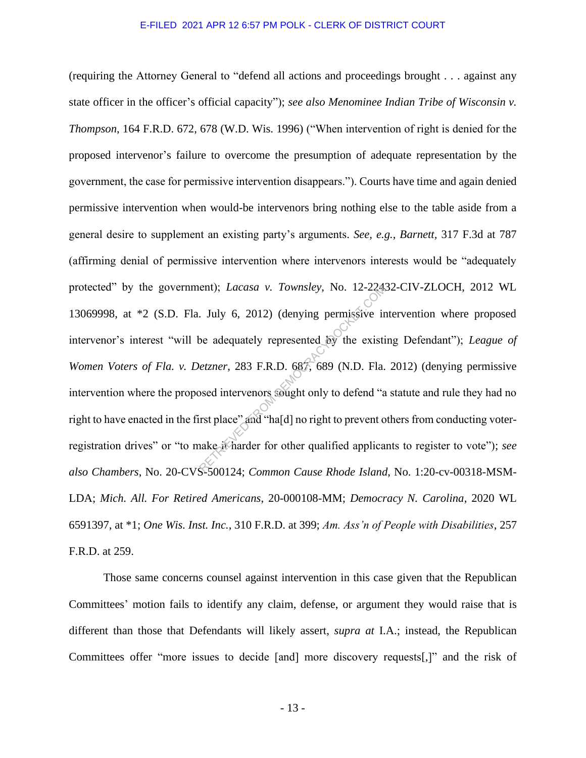(requiring the Attorney General to "defend all actions and proceedings brought . . . against any state officer in the officer's official capacity"); *see also Menominee Indian Tribe of Wisconsin v. Thompson*, 164 F.R.D. 672, 678 (W.D. Wis. 1996) ("When intervention of right is denied for the proposed intervenor's failure to overcome the presumption of adequate representation by the government, the case for permissive intervention disappears."). Courts have time and again denied permissive intervention when would-be intervenors bring nothing else to the table aside from a general desire to supplement an existing party's arguments. *See, e.g.*, *Barnett*, 317 F.3d at 787 (affirming denial of permissive intervention where intervenors interests would be "adequately protected" by the government); *Lacasa v. Townsley*, No. 12-22432-CIV-ZLOCH, 2012 WL 13069998, at *2 (S.D. Fla. July 6, 2012) (denying permissive intervention where proposed intervenor's interest "will be adequately represented by the existing Defendant"); *League of Women Voters of Fla. v. Detzner*, 283 F.R.D. 687, 689 (N.D. Fla. 2012) (denying permissive intervention where the proposed intervenors sought only to defend "a statute and rule they had no right to have enacted in the first place" and "ha[d] no right to prevent others from conducting voter-registration drives" or "to make it harder for other qualified applicants to register to vote"); *see also Chambers*, No. 20-CVS-500124; *Common Cause Rhode Island*, No. 1:20-cv-00318-MSM-LDA; *Mich. All. For Retired Americans*, 20-000108-MM; *Democracy N. Carolina*, 2020 WL 6591397, at *1; *One Wis. Inst. Inc.*, 310 F.R.D. at 399; *Am. Ass'n of People with Disabilities*, 257 F.R.D. at 259.

Those same concerns counsel against intervention in this case given that the Republican Committees' motion fails to identify any claim, defense, or argument they would raise that is different than those that Defendants will likely assert, *supra at* I.A.; instead, the Republican Committees offer "more issues to decide [and] more discovery requests[,]" and the risk of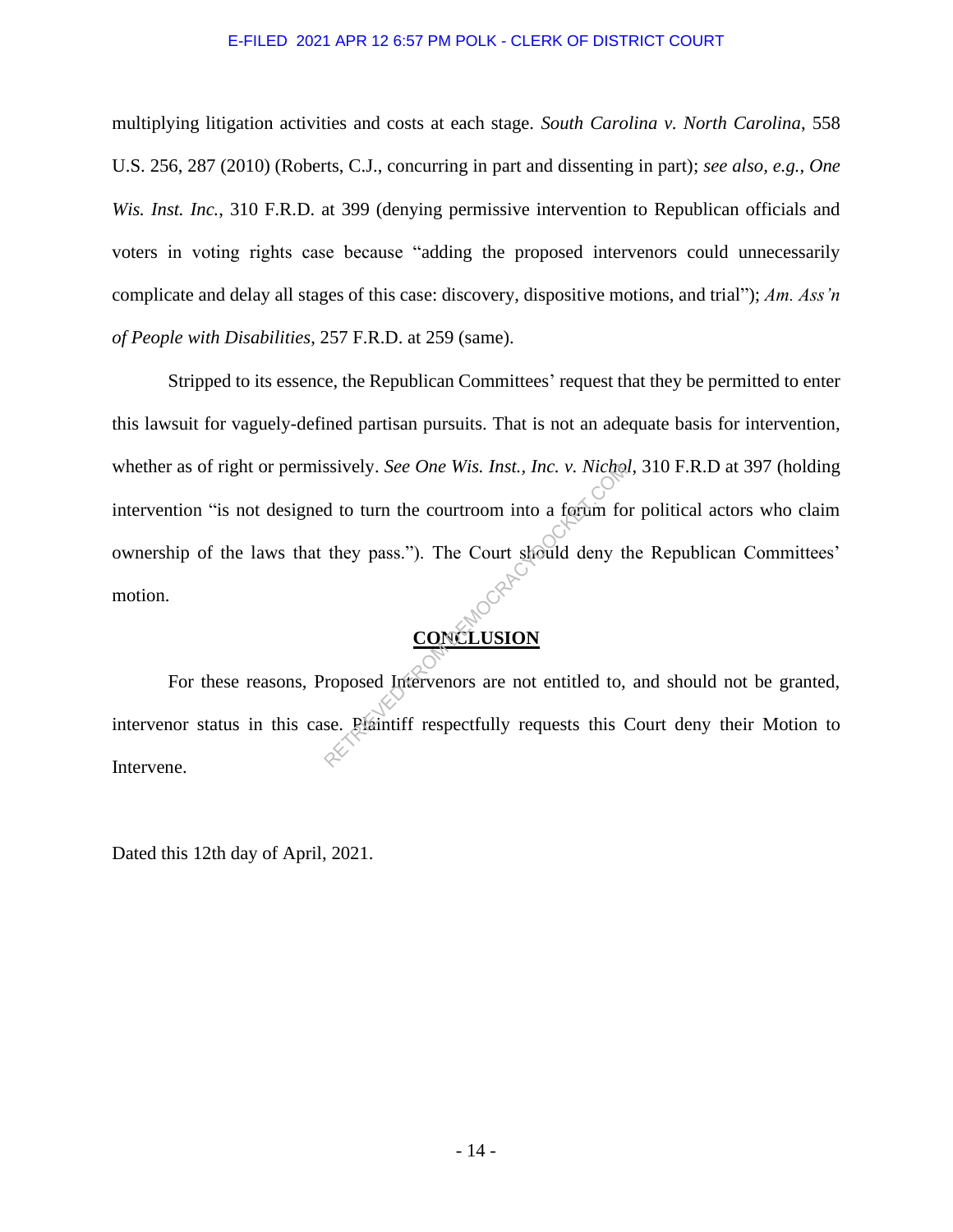multiplying litigation activities and costs at each stage. *South Carolina v. North Carolina*, 558 U.S. 256, 287 (2010) (Roberts, C.J., concurring in part and dissenting in part); *see also, e.g.*, *One Wis. Inst. Inc.*, 310 F.R.D. at 399 (denying permissive intervention to Republican officials and voters in voting rights case because "adding the proposed intervenors could unnecessarily complicate and delay all stages of this case: discovery, dispositive motions, and trial"); *Am. Ass'n of People with Disabilities*, 257 F.R.D. at 259 (same).

Stripped to its essence, the Republican Committees' request that they be permitted to enter this lawsuit for vaguely-defined partisan pursuits. That is not an adequate basis for intervention, whether as of right or permissively. *See One Wis. Inst., Inc. v. Nichol*, 310 F.R.D at 397 (holding intervention "is not designed to turn the courtroom into a forum for political actors who claim ownership of the laws that they pass."). The Court should deny the Republican Committees' motion.

## CONCLUSION

For these reasons, Proposed Intervenors are not entitled to, and should not be granted, intervenor status in this case. Plaintiff respectfully requests this Court deny their Motion to Intervene.

Dated this 12th day of April, 2021.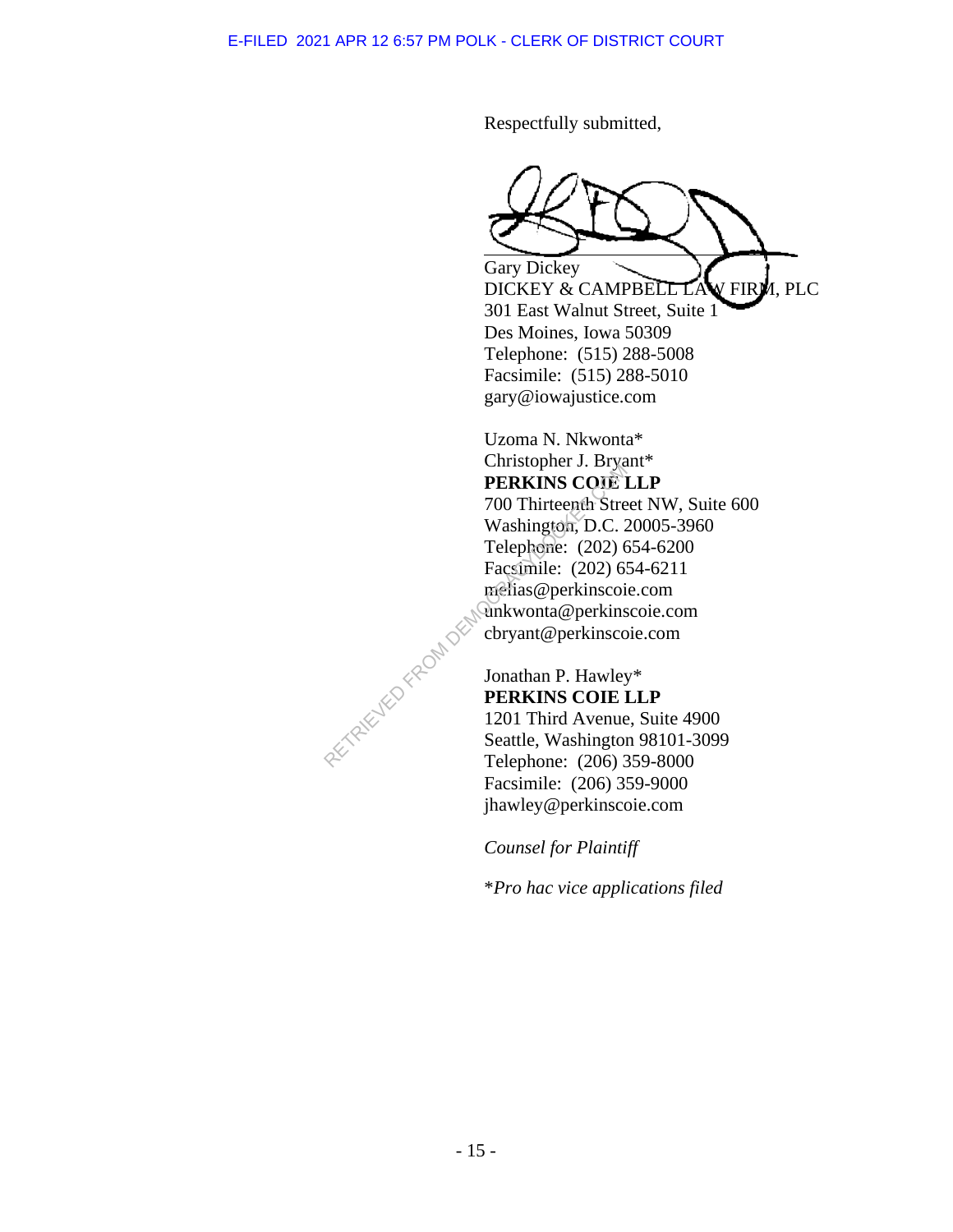Respectfully submitted,

Gary Dickey
DICKEY & CAMPBELL LAW FIRM, PLC
301 East Walnut Street, Suite 1
Des Moines, Iowa 50309
Telephone: (515) 288-5008
Facsimile: (515) 288-5010
gary@iowajustice.com

Uzoma N. Nkwonta*
Christopher J. Bryant*
**PERKINS COIE LLP**
700 Thirteenth Street NW, Suite 600
Washington, D.C. 20005-3960
Telephone: (202) 654-6200
Facsimile: (202) 654-6211
melias@perkinscoie.com
unkwonta@perkinscoie.com
cbryant@perkinscoie.com

Jonathan P. Hawley*
**PERKINS COIE LLP**
1201 Third Avenue, Suite 4900
Seattle, Washington 98101-3099
Telephone: (206) 359-8000
Facsimile: (206) 359-9000
jhawley@perkinscoie.com

*Counsel for Plaintiff*

**Pro hac vice applications filed*